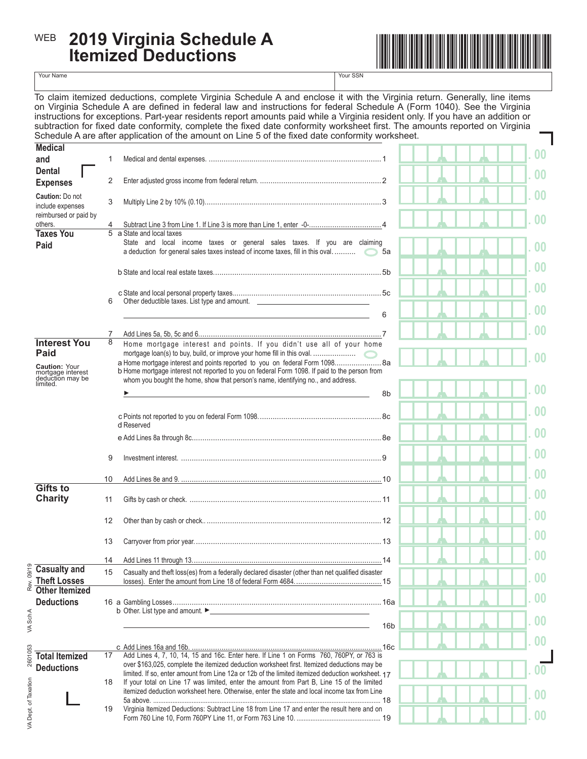WEB

# 2019 Virginia Schedule A Itemized Deductions

| Your Name | Your SSN |
|---|---|
| | |

To claim itemized deductions, complete Virginia Schedule A and enclose it with the Virginia return. Generally, line items on Virginia Schedule A are defined in federal law and instructions for federal Schedule A (Form 1040). See the Virginia instructions for exceptions. Part-year residents report amounts paid while a Virginia resident only. If you have an addition or subtraction for fixed date conformity, complete the fixed date conformity worksheet first. The amounts reported on Virginia Schedule A are after application of the amount on Line 5 of the fixed date conformity worksheet.

| Section | Line | Description | Amount |
|---|---|---|---|
| **Medical and Dental Expenses** | 1 | Medical and dental expenses. | .00 |
| | 2 | Enter adjusted gross income from federal return. | .00 |
| **Caution:** Do not include expenses reimbursed or paid by others. | 3 | Multiply Line 2 by 10% (0.10) | .00 |
| | 4 | Subtract Line 3 from Line 1. If Line 3 is more than Line 1, enter -0- | .00 |
| **Taxes You Paid** | 5a | State and local taxes<br>State and local income taxes or general sales taxes. If you are claiming a deduction for general sales taxes instead of income taxes, fill in this oval. | .00 |
| | 5b | State and local real estate taxes | .00 |
| | 5c | State and local personal property taxes | .00 |
| | 6 | Other deductible taxes. List type and amount. ______ | .00 |
| | 7 | Add Lines 5a, 5b, 5c and 6 | .00 |
| **Interest You Paid** | 8 | Home mortgage interest and points. If you didn't use all of your home mortgage loan(s) to buy, build, or improve your home fill in this oval. | |
| **Caution:** Your mortgage interest deduction may be limited. | 8a | Home mortgage interest and points reported to you on federal Form 1098 | .00 |
| | 8b | Home mortgage interest not reported to you on federal Form 1098. If paid to the person from whom you bought the home, show that person's name, identifying no., and address. ► ______ | .00 |
| | 8c | Points not reported to you on federal Form 1098. | .00 |
| | 8d | Reserved | |
| | 8e | Add Lines 8a through 8c | .00 |
| | 9 | Investment interest. | .00 |
| | 10 | Add Lines 8e and 9. | .00 |
| **Gifts to Charity** | 11 | Gifts by cash or check. | .00 |
| | 12 | Other than by cash or check. | .00 |
| | 13 | Carryover from prior year. | .00 |
| | 14 | Add Lines 11 through 13 | .00 |
| **Casualty and Theft Losses** | 15 | Casualty and theft loss(es) from a federally declared disaster (other than net qualified disaster losses). Enter the amount from Line 18 of federal Form 4684. | .00 |
| **Other Itemized Deductions** | 16a | Gambling Losses | .00 |
| | 16b | Other. List type and amount. ► ______ | .00 |
| | 16c | Add Lines 16a and 16b. | .00 |
| **Total Itemized Deductions** | 17 | Add Lines 4, 7, 10, 14, 15 and 16c. Enter here. If Line 1 on Forms 760, 760PY, or 763 is over $163,025, complete the itemized deduction worksheet first. Itemized deductions may be limited. If so, enter amount from Line 12a or 12b of the limited itemized deduction worksheet. | .00 |
| | 18 | If your total on Line 17 was limited, enter the amount from Part B, Line 15 of the limited itemized deduction worksheet here. Otherwise, enter the state and local income tax from Line 5a above. | .00 |
| | 19 | Virginia Itemized Deductions: Subtract Line 18 from Line 17 and enter the result here and on Form 760 Line 10, Form 760PY Line 11, or Form 763 Line 10. | .00 |

VA Dept. of Taxation 2601053 VA Sch A Rev. 09/19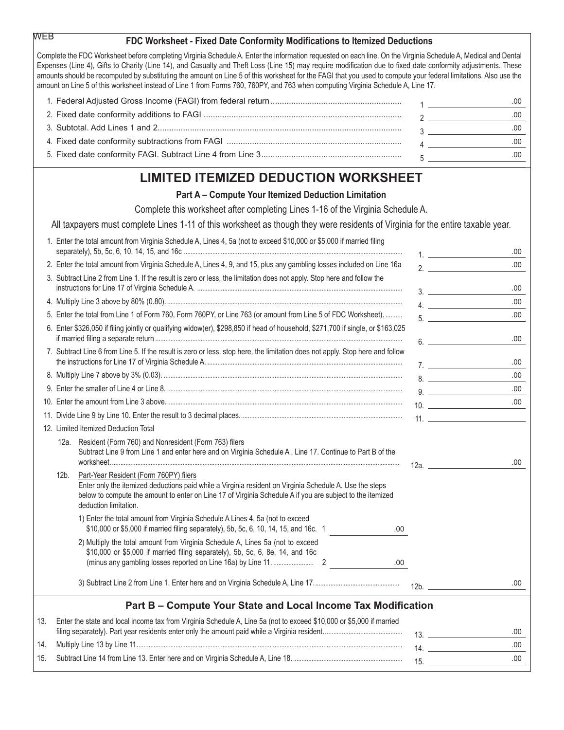WEB

## FDC Worksheet - Fixed Date Conformity Modifications to Itemized Deductions

Complete the FDC Worksheet before completing Virginia Schedule A. Enter the information requested on each line. On the Virginia Schedule A, Medical and Dental Expenses (Line 4), Gifts to Charity (Line 14), and Casualty and Theft Loss (Line 15) may require modification due to fixed date conformity adjustments. These amounts should be recomputed by substituting the amount on Line 5 of this worksheet for the FAGI that you used to compute your federal limitations. Also use the amount on Line 5 of this worksheet instead of Line 1 from Forms 760, 760PY, and 763 when computing Virginia Schedule A, Line 17.

| | | |
|---|---|---|
| 1. Federal Adjusted Gross Income (FAGI) from federal return | 1 | .00 |
| 2. Fixed date conformity additions to FAGI | 2 | .00 |
| 3. Subtotal. Add Lines 1 and 2 | 3 | .00 |
| 4. Fixed date conformity subtractions from FAGI | 4 | .00 |
| 5. Fixed date conformity FAGI. Subtract Line 4 from Line 3 | 5 | .00 |

# LIMITED ITEMIZED DEDUCTION WORKSHEET

### Part A – Compute Your Itemized Deduction Limitation

Complete this worksheet after completing Lines 1-16 of the Virginia Schedule A.

All taxpayers must complete Lines 1-11 of this worksheet as though they were residents of Virginia for the entire taxable year.

| | | |
|---|---|---|
| 1. Enter the total amount from Virginia Schedule A, Lines 4, 5a (not to exceed $10,000 or $5,000 if married filing separately), 5b, 5c, 6, 10, 14, 15, and 16c | 1. | .00 |
| 2. Enter the total amount from Virginia Schedule A, Lines 4, 9, and 15, plus any gambling losses included on Line 16a | 2. | .00 |
| 3. Subtract Line 2 from Line 1. If the result is zero or less, the limitation does not apply. Stop here and follow the instructions for Line 17 of Virginia Schedule A. | 3. | .00 |
| 4. Multiply Line 3 above by 80% (0.80). | 4. | .00 |
| 5. Enter the total from Line 1 of Form 760, Form 760PY, or Line 763 (or amount from Line 5 of FDC Worksheet). | 5. | .00 |
| 6. Enter $326,050 if filing jointly or qualifying widow(er), $298,850 if head of household, $271,700 if single, or $163,025 if married filing a separate return | 6. | .00 |
| 7. Subtract Line 6 from Line 5. If the result is zero or less, stop here, the limitation does not apply. Stop here and follow the instructions for Line 17 of Virginia Schedule A. | 7. | .00 |
| 8. Multiply Line 7 above by 3% (0.03). | 8. | .00 |
| 9. Enter the smaller of Line 4 or Line 8. | 9. | .00 |
| 10. Enter the amount from Line 3 above. | 10. | .00 |
| 11. Divide Line 9 by Line 10. Enter the result to 3 decimal places. | 11. | |

12. Limited Itemized Deduction Total

12a. Resident (Form 760) and Nonresident (Form 763) filers
Subtract Line 9 from Line 1 and enter here and on Virginia Schedule A , Line 17. Continue to Part B of the worksheet. 12a. ________ .00

12b. Part-Year Resident (Form 760PY) filers
Enter only the itemized deductions paid while a Virginia resident on Virginia Schedule A. Use the steps below to compute the amount to enter on Line 17 of Virginia Schedule A if you are subject to the itemized deduction limitation.

1) Enter the total amount from Virginia Schedule A Lines 4, 5a (not to exceed $10,000 or $5,000 if married filing separately), 5b, 5c, 6, 10, 14, 15, and 16c. 1 ________ .00

2) Multiply the total amount from Virginia Schedule A, Lines 5a (not to exceed $10,000 or $5,000 if married filing separately), 5b, 5c, 6, 8e, 14, and 16c (minus any gambling losses reported on Line 16a) by Line 11. 2 ________ .00

3) Subtract Line 2 from Line 1. Enter here and on Virginia Schedule A, Line 17. 12b. ________ .00

### Part B – Compute Your State and Local Income Tax Modification

| | | |
|---|---|---|
| 13. Enter the state and local income tax from Virginia Schedule A, Line 5a (not to exceed $10,000 or $5,000 if married filing separately). Part year residents enter only the amount paid while a Virginia resident. | 13. | .00 |
| 14. Multiply Line 13 by Line 11. | 14. | .00 |
| 15. Subtract Line 14 from Line 13. Enter here and on Virginia Schedule A, Line 18. | 15. | .00 |